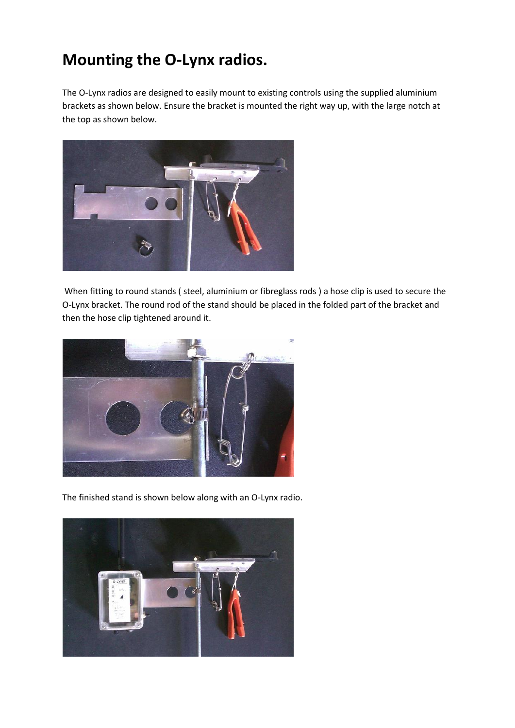# Mounting the O-Lynx radios.

The O-Lynx radios are designed to easily mount to existing controls using the supplied aluminium brackets as shown below. Ensure the bracket is mounted the right way up, with the large notch at the top as shown below.

When fitting to round stands ( steel, aluminium or fibreglass rods ) a hose clip is used to secure the O-Lynx bracket. The round rod of the stand should be placed in the folded part of the bracket and then the hose clip tightened around it.

The finished stand is shown below along with an O-Lynx radio.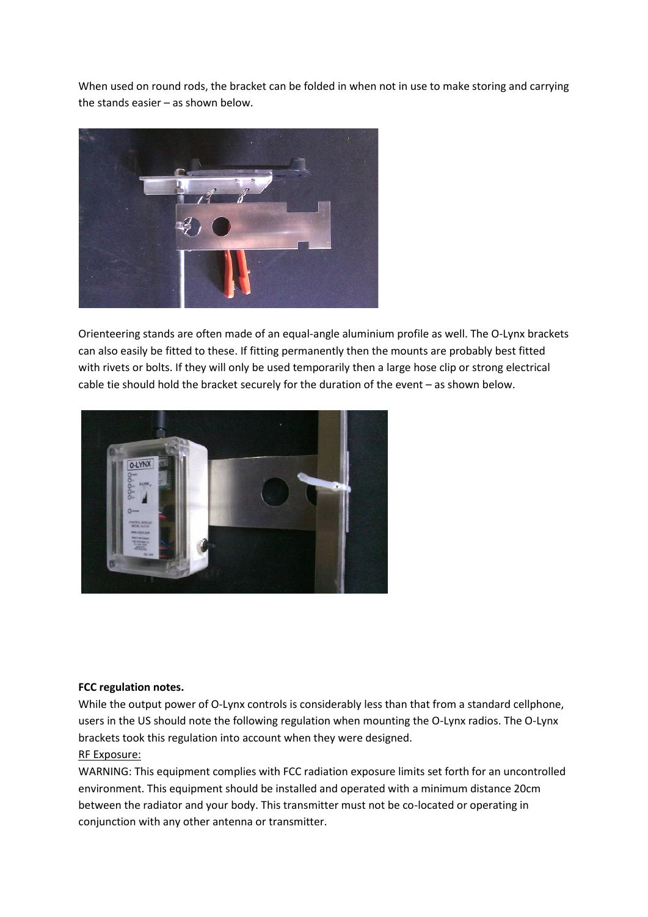When used on round rods, the bracket can be folded in when not in use to make storing and carrying the stands easier – as shown below.

Orienteering stands are often made of an equal-angle aluminium profile as well. The O-Lynx brackets can also easily be fitted to these. If fitting permanently then the mounts are probably best fitted with rivets or bolts. If they will only be used temporarily then a large hose clip or strong electrical cable tie should hold the bracket securely for the duration of the event – as shown below.

**FCC regulation notes.**

While the output power of O-Lynx controls is considerably less than that from a standard cellphone, users in the US should note the following regulation when mounting the O-Lynx radios. The O-Lynx brackets took this regulation into account when they were designed.

RF Exposure:

WARNING: This equipment complies with FCC radiation exposure limits set forth for an uncontrolled environment. This equipment should be installed and operated with a minimum distance 20cm between the radiator and your body. This transmitter must not be co-located or operating in conjunction with any other antenna or transmitter.